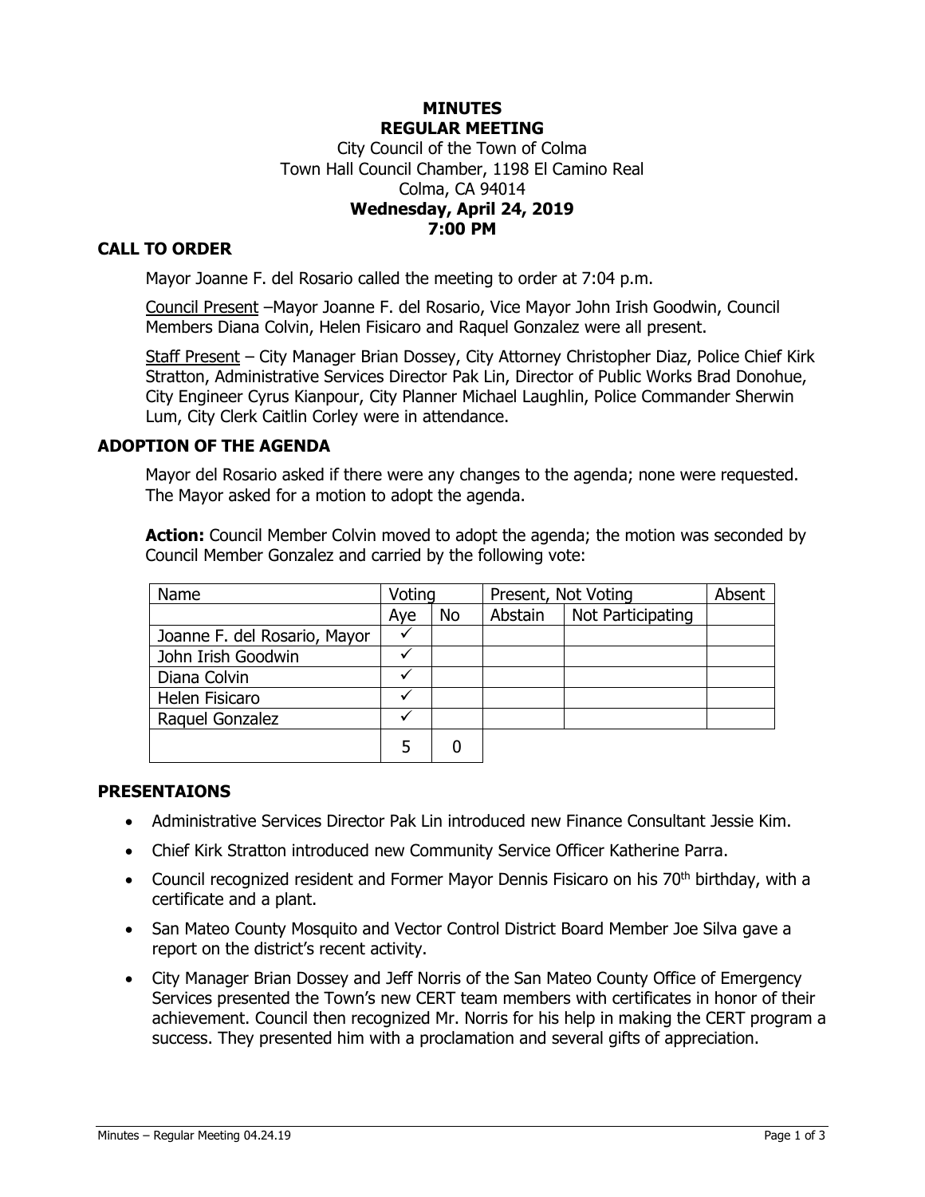# MINUTES
# REGULAR MEETING

City Council of the Town of Colma
Town Hall Council Chamber, 1198 El Camino Real
Colma, CA 94014

**Wednesday, April 24, 2019**
**7:00 PM**

## CALL TO ORDER

Mayor Joanne F. del Rosario called the meeting to order at 7:04 p.m.

Council Present –Mayor Joanne F. del Rosario, Vice Mayor John Irish Goodwin, Council Members Diana Colvin, Helen Fisicaro and Raquel Gonzalez were all present.

Staff Present – City Manager Brian Dossey, City Attorney Christopher Diaz, Police Chief Kirk Stratton, Administrative Services Director Pak Lin, Director of Public Works Brad Donohue, City Engineer Cyrus Kianpour, City Planner Michael Laughlin, Police Commander Sherwin Lum, City Clerk Caitlin Corley were in attendance.

## ADOPTION OF THE AGENDA

Mayor del Rosario asked if there were any changes to the agenda; none were requested. The Mayor asked for a motion to adopt the agenda.

**Action:** Council Member Colvin moved to adopt the agenda; the motion was seconded by Council Member Gonzalez and carried by the following vote:

| Name | Voting | | Present, Not Voting | | Absent |
|---|---|---|---|---|---|
| | Aye | No | Abstain | Not Participating | |
| Joanne F. del Rosario, Mayor | ✓ | | | | |
| John Irish Goodwin | ✓ | | | | |
| Diana Colvin | ✓ | | | | |
| Helen Fisicaro | ✓ | | | | |
| Raquel Gonzalez | ✓ | | | | |
| | 5 | 0 | | | |

## PRESENTAIONS

- Administrative Services Director Pak Lin introduced new Finance Consultant Jessie Kim.
- Chief Kirk Stratton introduced new Community Service Officer Katherine Parra.
- Council recognized resident and Former Mayor Dennis Fisicaro on his 70th birthday, with a certificate and a plant.
- San Mateo County Mosquito and Vector Control District Board Member Joe Silva gave a report on the district's recent activity.
- City Manager Brian Dossey and Jeff Norris of the San Mateo County Office of Emergency Services presented the Town's new CERT team members with certificates in honor of their achievement. Council then recognized Mr. Norris for his help in making the CERT program a success. They presented him with a proclamation and several gifts of appreciation.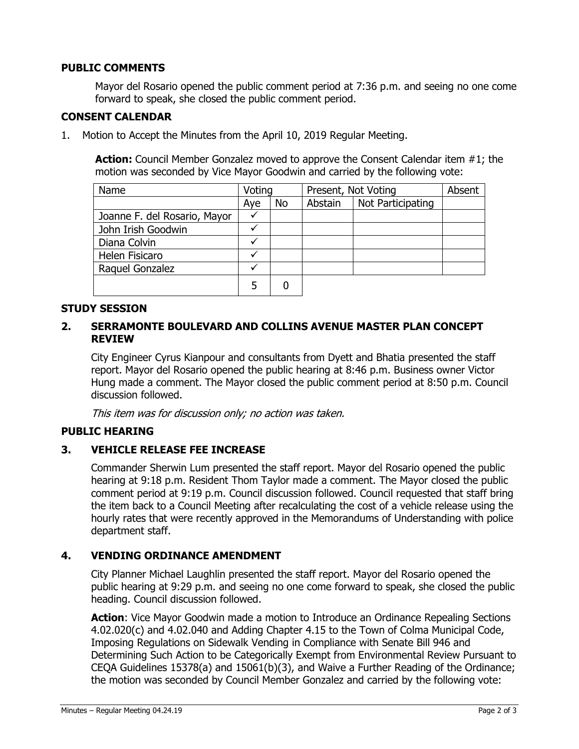## PUBLIC COMMENTS

Mayor del Rosario opened the public comment period at 7:36 p.m. and seeing no one come forward to speak, she closed the public comment period.

## CONSENT CALENDAR

1. Motion to Accept the Minutes from the April 10, 2019 Regular Meeting.

**Action:** Council Member Gonzalez moved to approve the Consent Calendar item #1; the motion was seconded by Vice Mayor Goodwin and carried by the following vote:

| Name | Voting | | Present, Not Voting | | Absent |
|---|---|---|---|---|---|
| | Aye | No | Abstain | Not Participating | |
| Joanne F. del Rosario, Mayor | ✓ | | | | |
| John Irish Goodwin | ✓ | | | | |
| Diana Colvin | ✓ | | | | |
| Helen Fisicaro | ✓ | | | | |
| Raquel Gonzalez | ✓ | | | | |
| | 5 | 0 | | | |

## STUDY SESSION

### 2. SERRAMONTE BOULEVARD AND COLLINS AVENUE MASTER PLAN CONCEPT REVIEW

City Engineer Cyrus Kianpour and consultants from Dyett and Bhatia presented the staff report. Mayor del Rosario opened the public hearing at 8:46 p.m. Business owner Victor Hung made a comment. The Mayor closed the public comment period at 8:50 p.m. Council discussion followed.

*This item was for discussion only; no action was taken.*

## PUBLIC HEARING

### 3. VEHICLE RELEASE FEE INCREASE

Commander Sherwin Lum presented the staff report. Mayor del Rosario opened the public hearing at 9:18 p.m. Resident Thom Taylor made a comment. The Mayor closed the public comment period at 9:19 p.m. Council discussion followed. Council requested that staff bring the item back to a Council Meeting after recalculating the cost of a vehicle release using the hourly rates that were recently approved in the Memorandums of Understanding with police department staff.

### 4. VENDING ORDINANCE AMENDMENT

City Planner Michael Laughlin presented the staff report. Mayor del Rosario opened the public hearing at 9:29 p.m. and seeing no one come forward to speak, she closed the public heading. Council discussion followed.

**Action**: Vice Mayor Goodwin made a motion to Introduce an Ordinance Repealing Sections 4.02.020(c) and 4.02.040 and Adding Chapter 4.15 to the Town of Colma Municipal Code, Imposing Regulations on Sidewalk Vending in Compliance with Senate Bill 946 and Determining Such Action to be Categorically Exempt from Environmental Review Pursuant to CEQA Guidelines 15378(a) and 15061(b)(3), and Waive a Further Reading of the Ordinance; the motion was seconded by Council Member Gonzalez and carried by the following vote: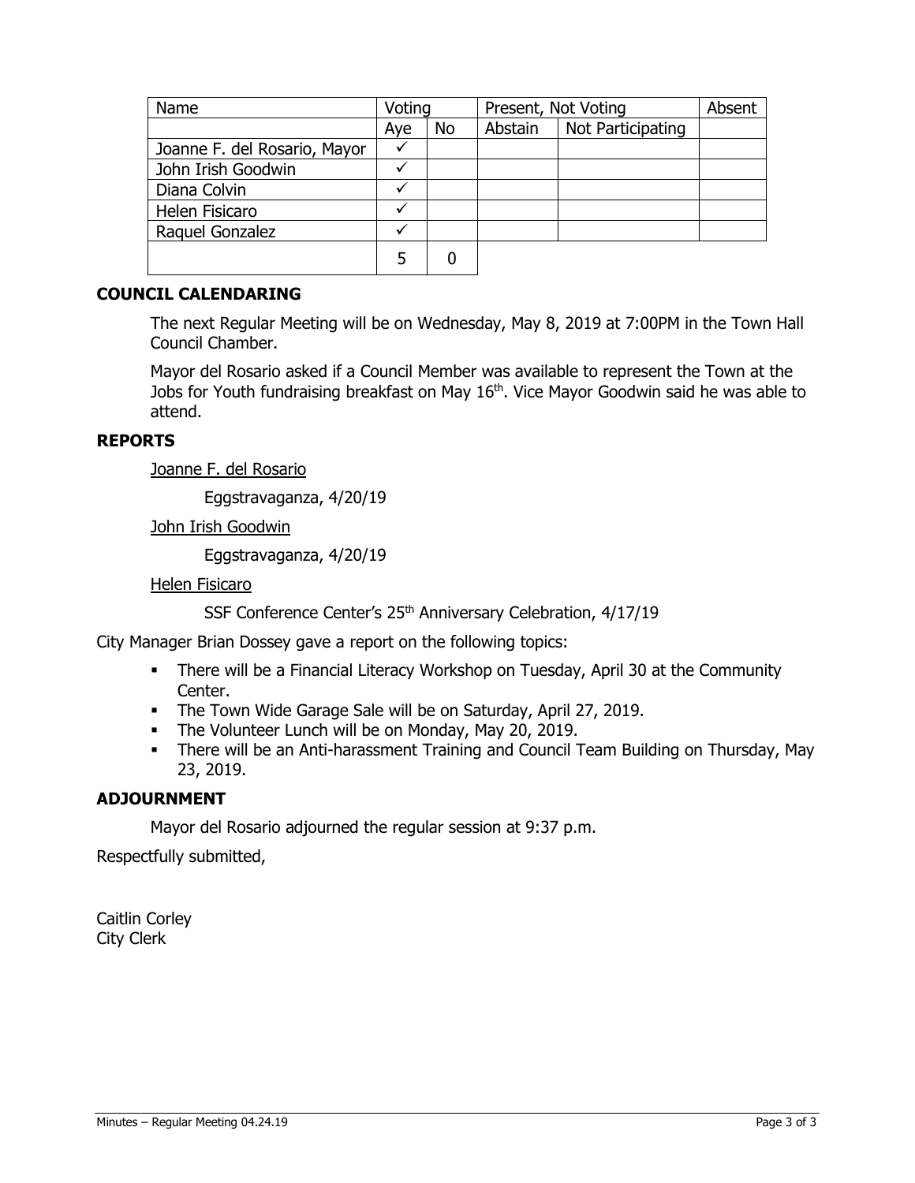| Name | Voting | | Present, Not Voting | | Absent |
|---|---|---|---|---|---|
| | Aye | No | Abstain | Not Participating | |
| Joanne F. del Rosario, Mayor | ✓ | | | | |
| John Irish Goodwin | ✓ | | | | |
| Diana Colvin | ✓ | | | | |
| Helen Fisicaro | ✓ | | | | |
| Raquel Gonzalez | ✓ | | | | |
| | 5 | 0 | | | |

## COUNCIL CALENDARING

The next Regular Meeting will be on Wednesday, May 8, 2019 at 7:00PM in the Town Hall Council Chamber.

Mayor del Rosario asked if a Council Member was available to represent the Town at the Jobs for Youth fundraising breakfast on May 16th. Vice Mayor Goodwin said he was able to attend.

## REPORTS

Joanne F. del Rosario

Eggstravaganza, 4/20/19

John Irish Goodwin

Eggstravaganza, 4/20/19

Helen Fisicaro

SSF Conference Center's 25th Anniversary Celebration, 4/17/19

City Manager Brian Dossey gave a report on the following topics:

- There will be a Financial Literacy Workshop on Tuesday, April 30 at the Community Center.
- The Town Wide Garage Sale will be on Saturday, April 27, 2019.
- The Volunteer Lunch will be on Monday, May 20, 2019.
- There will be an Anti-harassment Training and Council Team Building on Thursday, May 23, 2019.

## ADJOURNMENT

Mayor del Rosario adjourned the regular session at 9:37 p.m.

Respectfully submitted,

Caitlin Corley
City Clerk